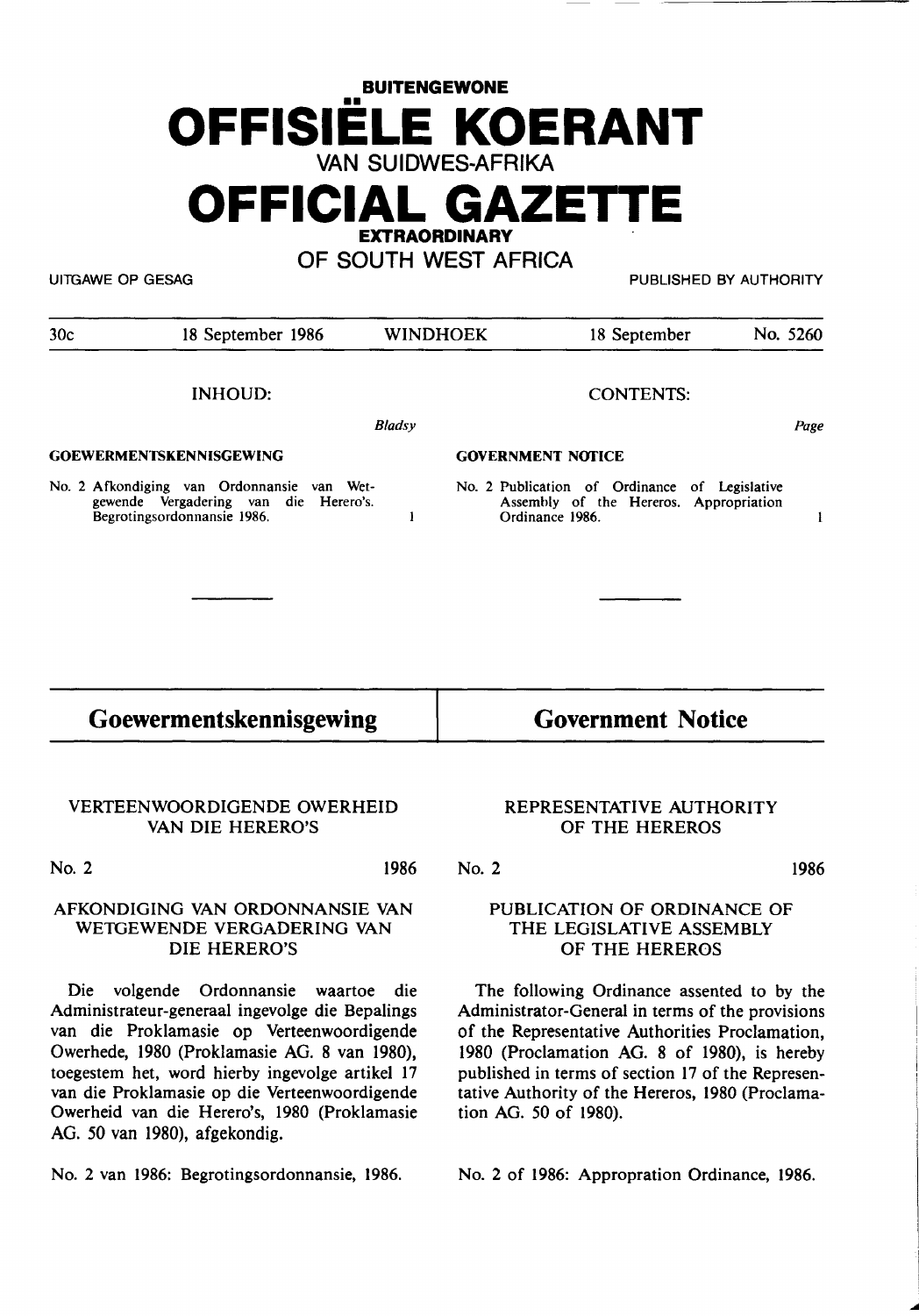# BUITENGEWONE OFFISIËLE KOERANT VAN SUIDWES-AFRIKA

# OFFICIAL GAZETTE EXTRAORDINARY OF SOUTH WEST AFRICA

UITGAWE OP GESAG — PUBLISHED BY AUTHORITY

| 30c | 18 September 1986 | WINDHOEK | 18 September | No. 5260 |
|---|---|---|---|---|

## INHOUD:

*Bladsy*

**GOEWERMENTSKENNISGEWING**

No. 2 Afkondiging van Ordonnansie van Wetgewende Vergadering van die Herero's. Begrotingsordonnansie 1986. — 1

## CONTENTS:

*Page*

**GOVERNMENT NOTICE**

No. 2 Publication of Ordinance of Legislative Assembly of the Hereros. Appropriation Ordinance 1986. — 1

---

## Goewermentskennisgewing

### VERTEENWOORDIGENDE OWERHEID VAN DIE HERERO'S

No. 2 1986

### AFKONDIGING VAN ORDONNANSIE VAN WETGEWENDE VERGADERING VAN DIE HERERO'S

Die volgende Ordonnansie waartoe die Administrateur-generaal ingevolge die Bepalings van die Proklamasie op Verteenwoordigende Owerhede, 1980 (Proklamasie AG. 8 van 1980), toegestem het, word hierby ingevolge artikel 17 van die Proklamasie op die Verteenwoordigende Owerheid van die Herero's, 1980 (Proklamasie AG. 50 van 1980), afgekondig.

No. 2 van 1986: Begrotingsordonnansie, 1986.

## Government Notice

### REPRESENTATIVE AUTHORITY OF THE HEREROS

No. 2 1986

### PUBLICATION OF ORDINANCE OF THE LEGISLATIVE ASSEMBLY OF THE HEREROS

The following Ordinance assented to by the Administrator-General in terms of the provisions of the Representative Authorities Proclamation, 1980 (Proclamation AG. 8 of 1980), is hereby published in terms of section 17 of the Representative Authority of the Hereros, 1980 (Proclamation AG. 50 of 1980).

No. 2 of 1986: Appropration Ordinance, 1986.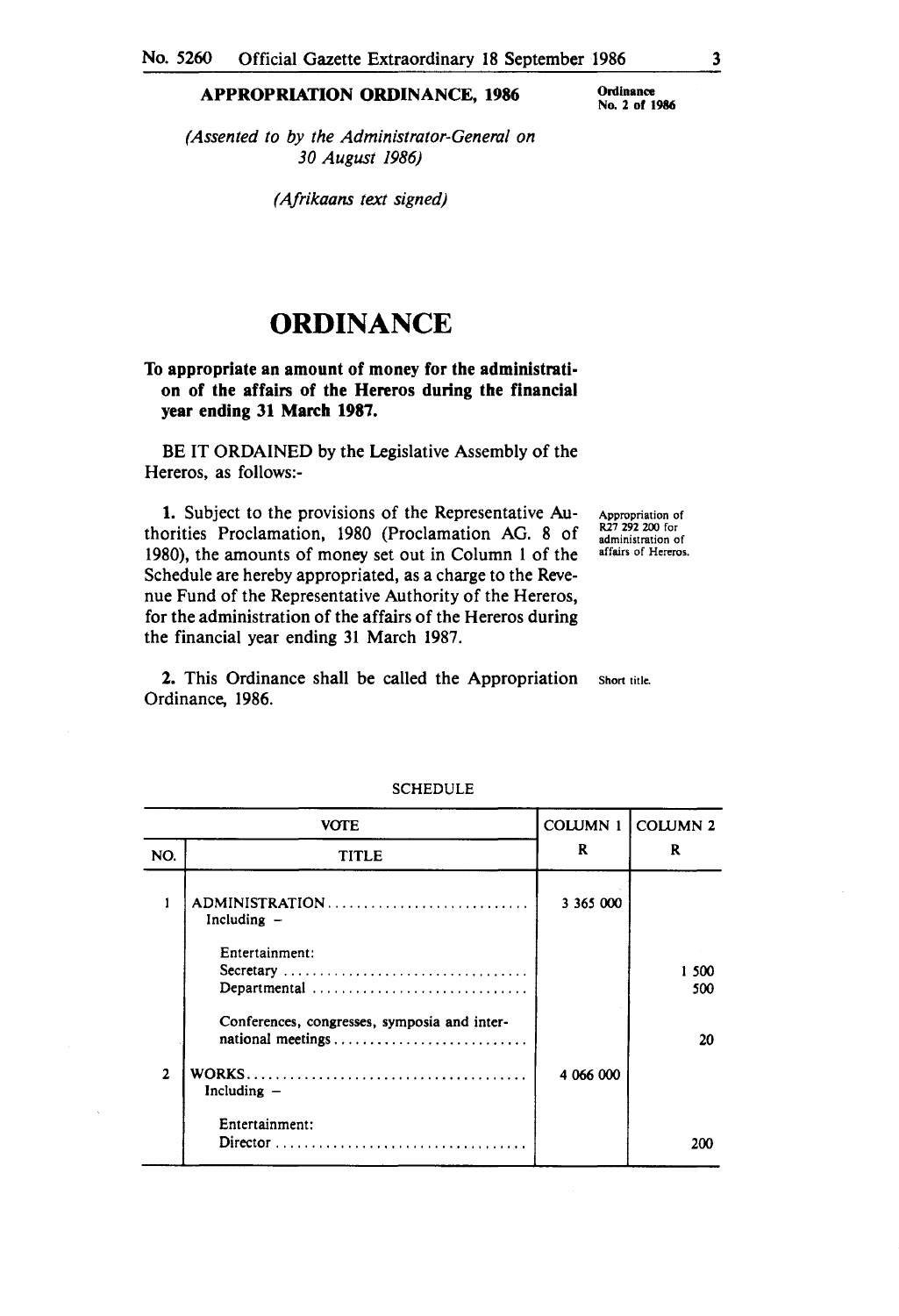**APPROPRIATION ORDINANCE, 1986**

**Ordinance No. 2 of 1986**

*(Assented to by the Administrator-General on 30 August 1986)*

*(Afrikaans text signed)*

# ORDINANCE

**To appropriate an amount of money for the administration of the affairs of the Hereros during the financial year ending 31 March 1987.**

BE IT ORDAINED by the Legislative Assembly of the Hereros, as follows:-

Appropriation of R27 292 200 for administration of affairs of Hereros.

**1.** Subject to the provisions of the Representative Authorities Proclamation, 1980 (Proclamation AG. 8 of 1980), the amounts of money set out in Column 1 of the Schedule are hereby appropriated, as a charge to the Revenue Fund of the Representative Authority of the Hereros, for the administration of the affairs of the Hereros during the financial year ending 31 March 1987.

Short title.

**2.** This Ordinance shall be called the Appropriation Ordinance, 1986.

SCHEDULE

| VOTE | | COLUMN 1 | COLUMN 2 |
|---|---|---|---|
| NO. | TITLE | R | R |
| 1 | ADMINISTRATION............................ Including – | 3 365 000 | |
| | Entertainment: | | |
| | Secretary .................................. | | 1 500 |
| | Departmental ............................. | | 500 |
| | Conferences, congresses, symposia and international meetings........................... | | 20 |
| 2 | WORKS....................................... Including – | 4 066 000 | |
| | Entertainment: | | |
| | Director ................................... | | 200 |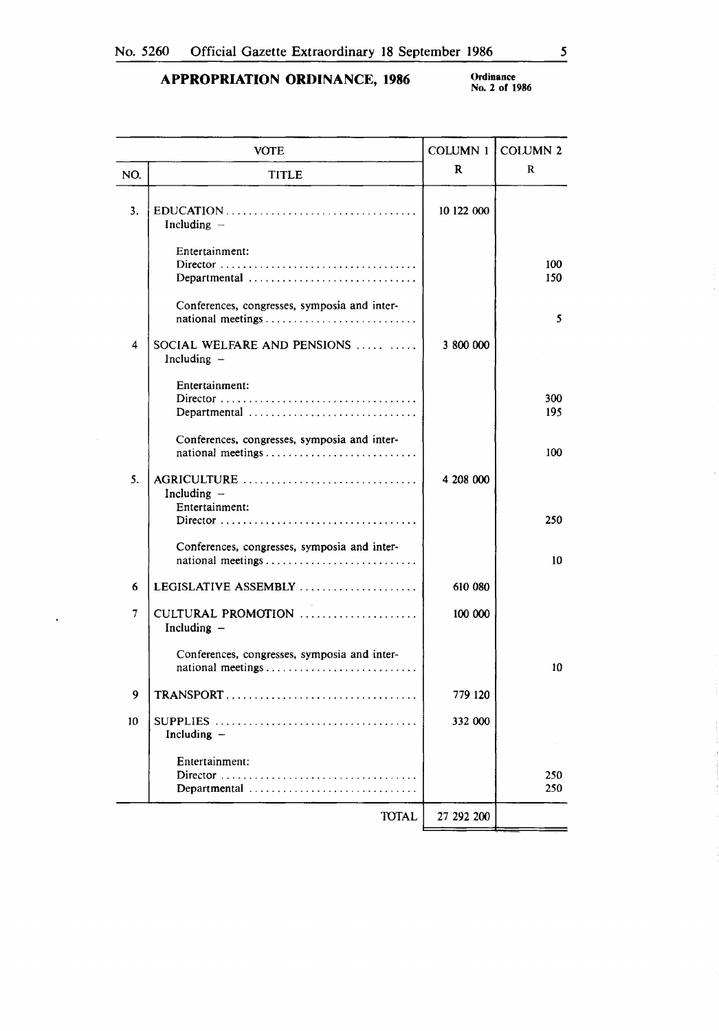**APPROPRIATION ORDINANCE, 1986**

Ordinance No. 2 of 1986

| VOTE | | COLUMN 1 | COLUMN 2 |
|---|---|---|---|
| NO. | TITLE | R | R |
| 3. | EDUCATION | 10 122 000 | |
| | Including – | | |
| | Entertainment: | | |
| | Director | | 100 |
| | Departmental | | 150 |
| | Conferences, congresses, symposia and international meetings | | 5 |
| 4 | SOCIAL WELFARE AND PENSIONS | 3 800 000 | |
| | Including – | | |
| | Entertainment: | | |
| | Director | | 300 |
| | Departmental | | 195 |
| | Conferences, congresses, symposia and international meetings | | 100 |
| 5. | AGRICULTURE | 4 208 000 | |
| | Including – | | |
| | Entertainment: | | |
| | Director | | 250 |
| | Conferences, congresses, symposia and international meetings | | 10 |
| 6 | LEGISLATIVE ASSEMBLY | 610 080 | |
| 7 | CULTURAL PROMOTION | 100 000 | |
| | Including – | | |
| | Conferences, congresses, symposia and international meetings | | 10 |
| 9 | TRANSPORT | 779 120 | |
| 10 | SUPPLIES | 332 000 | |
| | Including – | | |
| | Entertainment: | | |
| | Director | | 250 |
| | Departmental | | 250 |
| | TOTAL | 27 292 200 | |